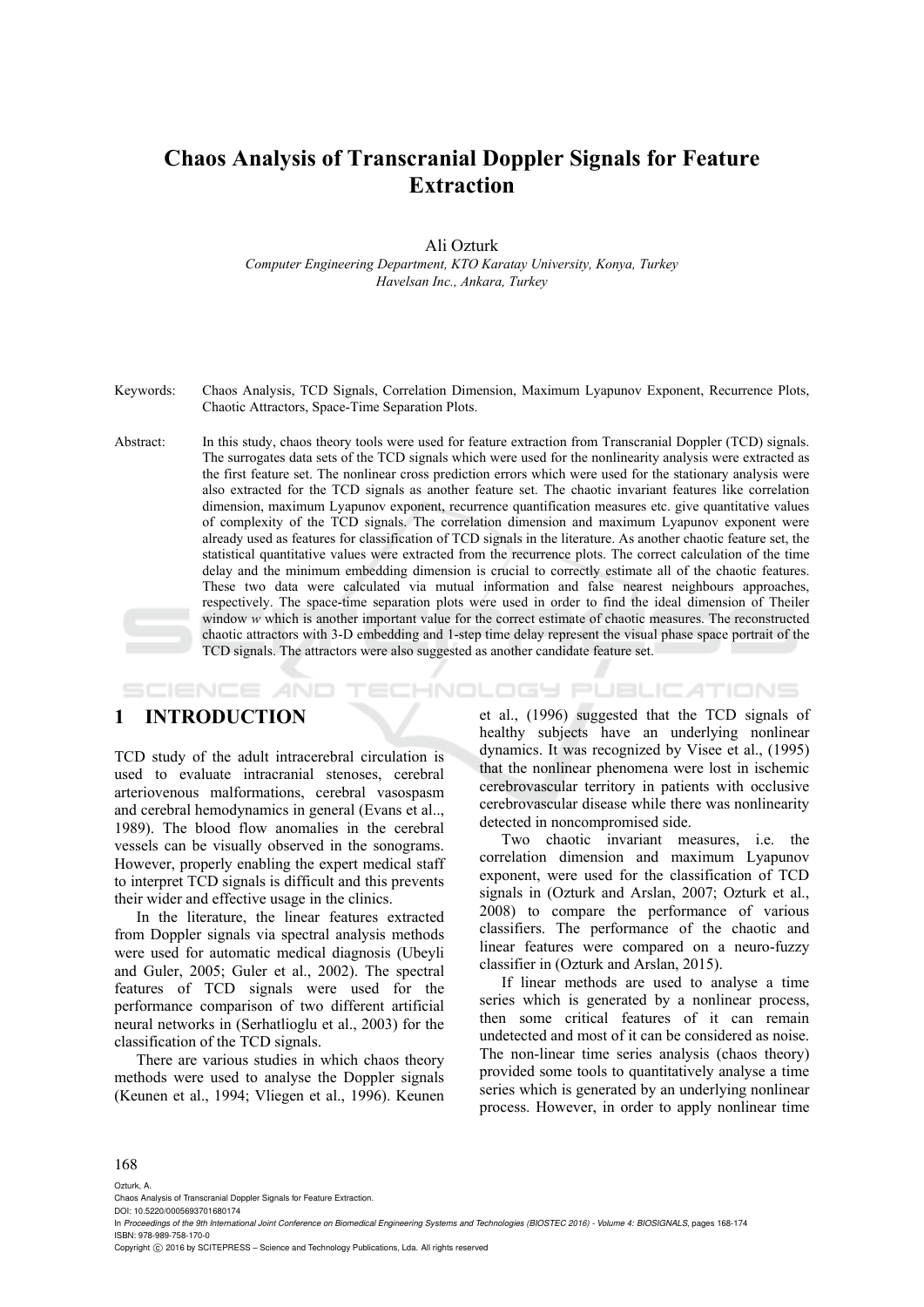# Chaos Analysis of Transcranial Doppler Signals for Feature Extraction

Ali Ozturk

*Computer Engineering Department, KTO Karatay University, Konya, Turkey*
*Havelsan Inc., Ankara, Turkey*

Keywords: Chaos Analysis, TCD Signals, Correlation Dimension, Maximum Lyapunov Exponent, Recurrence Plots, Chaotic Attractors, Space-Time Separation Plots.

Abstract: In this study, chaos theory tools were used for feature extraction from Transcranial Doppler (TCD) signals. The surrogates data sets of the TCD signals which were used for the nonlinearity analysis were extracted as the first feature set. The nonlinear cross prediction errors which were used for the stationary analysis were also extracted for the TCD signals as another feature set. The chaotic invariant features like correlation dimension, maximum Lyapunov exponent, recurrence quantification measures etc. give quantitative values of complexity of the TCD signals. The correlation dimension and maximum Lyapunov exponent were already used as features for classification of TCD signals in the literature. As another chaotic feature set, the statistical quantitative values were extracted from the recurrence plots. The correct calculation of the time delay and the minimum embedding dimension is crucial to correctly estimate all of the chaotic features. These two data were calculated via mutual information and false nearest neighbours approaches, respectively. The space-time separation plots were used in order to find the ideal dimension of Theiler window *w* which is another important value for the correct estimate of chaotic measures. The reconstructed chaotic attractors with 3-D embedding and 1-step time delay represent the visual phase space portrait of the TCD signals. The attractors were also suggested as another candidate feature set.

## 1 INTRODUCTION

TCD study of the adult intracerebral circulation is used to evaluate intracranial stenoses, cerebral arteriovenous malformations, cerebral vasospasm and cerebral hemodynamics in general (Evans et al.., 1989). The blood flow anomalies in the cerebral vessels can be visually observed in the sonograms. However, properly enabling the expert medical staff to interpret TCD signals is difficult and this prevents their wider and effective usage in the clinics.

In the literature, the linear features extracted from Doppler signals via spectral analysis methods were used for automatic medical diagnosis (Ubeyli and Guler, 2005; Guler et al., 2002). The spectral features of TCD signals were used for the performance comparison of two different artificial neural networks in (Serhatlioglu et al., 2003) for the classification of the TCD signals.

There are various studies in which chaos theory methods were used to analyse the Doppler signals (Keunen et al., 1994; Vliegen et al., 1996). Keunen et al., (1996) suggested that the TCD signals of healthy subjects have an underlying nonlinear dynamics. It was recognized by Visee et al., (1995) that the nonlinear phenomena were lost in ischemic cerebrovascular territory in patients with occlusive cerebrovascular disease while there was nonlinearity detected in noncompromised side.

Two chaotic invariant measures, i.e. the correlation dimension and maximum Lyapunov exponent, were used for the classification of TCD signals in (Ozturk and Arslan, 2007; Ozturk et al., 2008) to compare the performance of various classifiers. The performance of the chaotic and linear features were compared on a neuro-fuzzy classifier in (Ozturk and Arslan, 2015).

If linear methods are used to analyse a time series which is generated by a nonlinear process, then some critical features of it can remain undetected and most of it can be considered as noise. The non-linear time series analysis (chaos theory) provided some tools to quantitatively analyse a time series which is generated by an underlying nonlinear process. However, in order to apply nonlinear time

Ozturk, A.
Chaos Analysis of Transcranial Doppler Signals for Feature Extraction.
DOI: 10.5220/0005693701680174
In *Proceedings of the 9th International Joint Conference on Biomedical Engineering Systems and Technologies (BIOSTEC 2016) - Volume 4: BIOSIGNALS*, pages 168-174
ISBN: 978-989-758-170-0
Copyright © 2016 by SCITEPRESS – Science and Technology Publications, Lda. All rights reserved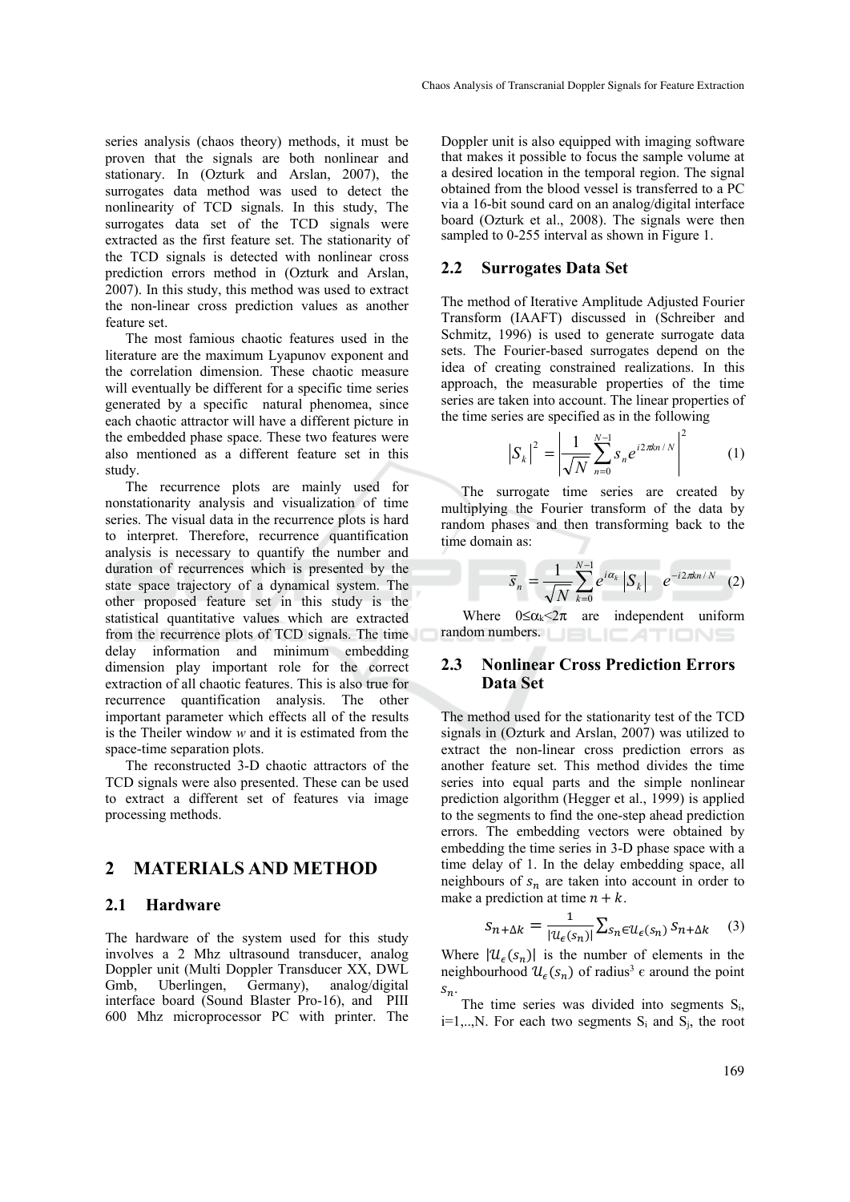series analysis (chaos theory) methods, it must be proven that the signals are both nonlinear and stationary. In (Ozturk and Arslan, 2007), the surrogates data method was used to detect the nonlinearity of TCD signals. In this study, The surrogates data set of the TCD signals were extracted as the first feature set. The stationarity of the TCD signals is detected with nonlinear cross prediction errors method in (Ozturk and Arslan, 2007). In this study, this method was used to extract the non-linear cross prediction values as another feature set.

The most famious chaotic features used in the literature are the maximum Lyapunov exponent and the correlation dimension. These chaotic measure will eventually be different for a specific time series generated by a specific natural phenomea, since each chaotic attractor will have a different picture in the embedded phase space. These two features were also mentioned as a different feature set in this study.

The recurrence plots are mainly used for nonstationarity analysis and visualization of time series. The visual data in the recurrence plots is hard to interpret. Therefore, recurrence quantification analysis is necessary to quantify the number and duration of recurrences which is presented by the state space trajectory of a dynamical system. The other proposed feature set in this study is the statistical quantitative values which are extracted from the recurrence plots of TCD signals. The time delay information and minimum embedding dimension play important role for the correct extraction of all chaotic features. This is also true for recurrence quantification analysis. The other important parameter which effects all of the results is the Theiler window *w* and it is estimated from the space-time separation plots.

The reconstructed 3-D chaotic attractors of the TCD signals were also presented. These can be used to extract a different set of features via image processing methods.

## 2 MATERIALS AND METHOD

### 2.1 Hardware

The hardware of the system used for this study involves a 2 Mhz ultrasound transducer, analog Doppler unit (Multi Doppler Transducer XX, DWL Gmb, Uberlingen, Germany), analog/digital interface board (Sound Blaster Pro-16), and PIII 600 Mhz microprocessor PC with printer. The Doppler unit is also equipped with imaging software that makes it possible to focus the sample volume at a desired location in the temporal region. The signal obtained from the blood vessel is transferred to a PC via a 16-bit sound card on an analog/digital interface board (Ozturk et al., 2008). The signals were then sampled to 0-255 interval as shown in Figure 1.

### 2.2 Surrogates Data Set

The method of Iterative Amplitude Adjusted Fourier Transform (IAAFT) discussed in (Schreiber and Schmitz, 1996) is used to generate surrogate data sets. The Fourier-based surrogates depend on the idea of creating constrained realizations. In this approach, the measurable properties of the time series are taken into account. The linear properties of the time series are specified as in the following

$$\left|S_k\right|^2 = \left|\frac{1}{\sqrt{N}}\sum_{n=0}^{N-1} s_n e^{i2\pi kn/N}\right|^2 \quad (1)$$

The surrogate time series are created by multiplying the Fourier transform of the data by random phases and then transforming back to the time domain as:

$$\bar{s}_n = \frac{1}{\sqrt{N}}\sum_{k=0}^{N-1} e^{i\alpha_k}\left|S_k\right| \quad e^{-i2\pi kn/N} \quad (2)$$

Where $0 \leq \alpha_k < 2\pi$ are independent uniform random numbers.

### 2.3 Nonlinear Cross Prediction Errors Data Set

The method used for the stationarity test of the TCD signals in (Ozturk and Arslan, 2007) was utilized to extract the non-linear cross prediction errors as another feature set. This method divides the time series into equal parts and the simple nonlinear prediction algorithm (Hegger et al., 1999) is applied to the segments to find the one-step ahead prediction errors. The embedding vectors were obtained by embedding the time series in 3-D phase space with a time delay of 1. In the delay embedding space, all neighbours of $s_n$ are taken into account in order to make a prediction at time $n + k$.

$$s_{n+\Delta k} = \frac{1}{|\mathcal{U}_\epsilon(s_n)|}\sum_{s_n \in \mathcal{U}_\epsilon(s_n)} s_{n+\Delta k} \quad (3)$$

Where $|\mathcal{U}_\epsilon(s_n)|$ is the number of elements in the neighbourhood $\mathcal{U}_\epsilon(s_n)$ of radius[3] $\epsilon$ around the point $s_n$.

The time series was divided into segments $S_i$, $i=1,..,N$. For each two segments $S_i$ and $S_j$, the root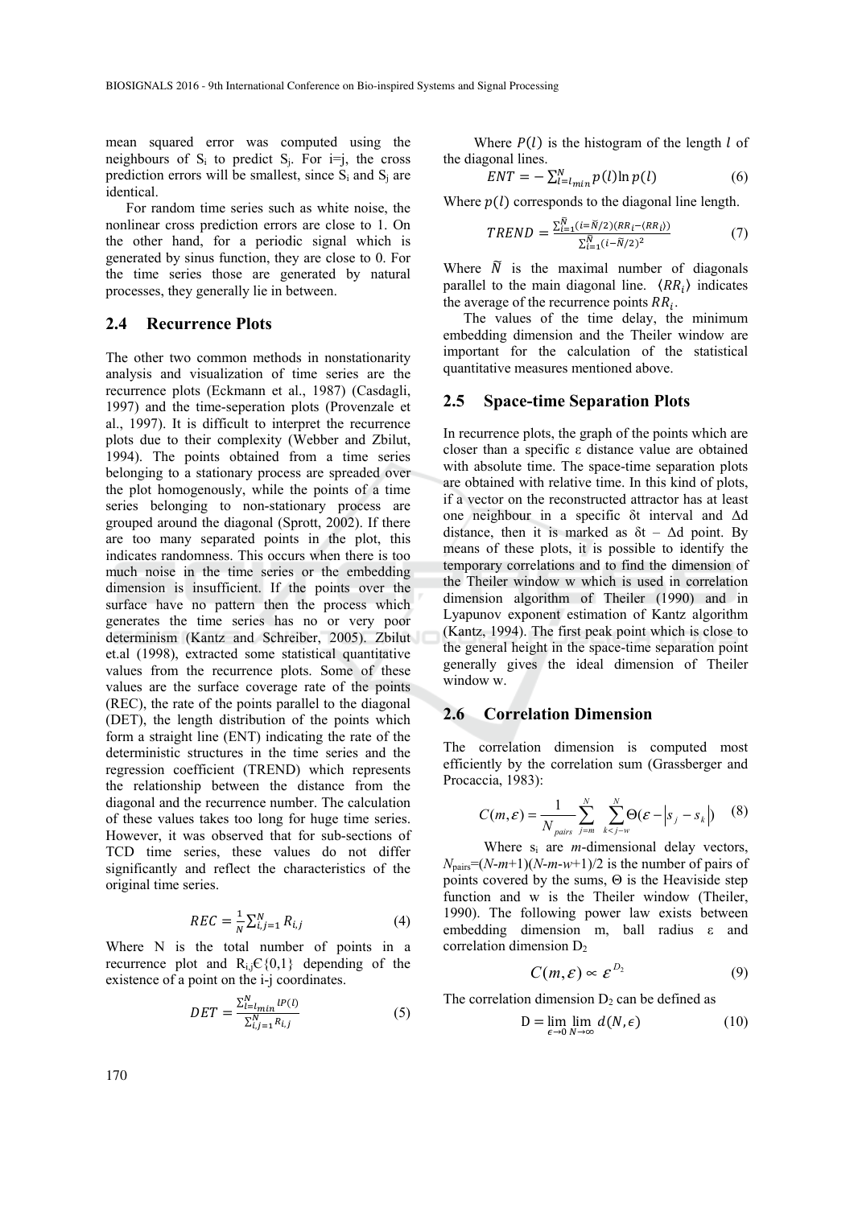mean squared error was computed using the neighbours of $S_i$ to predict $S_j$. For i=j, the cross prediction errors will be smallest, since $S_i$ and $S_j$ are identical.

For random time series such as white noise, the nonlinear cross prediction errors are close to 1. On the other hand, for a periodic signal which is generated by sinus function, they are close to 0. For the time series those are generated by natural processes, they generally lie in between.

### 2.4 Recurrence Plots

The other two common methods in nonstationarity analysis and visualization of time series are the recurrence plots (Eckmann et al., 1987) (Casdagli, 1997) and the time-seperation plots (Provenzale et al., 1997). It is difficult to interpret the recurrence plots due to their complexity (Webber and Zbilut, 1994). The points obtained from a time series belonging to a stationary process are spreaded over the plot homogenously, while the points of a time series belonging to non-stationary process are grouped around the diagonal (Sprott, 2002). If there are too many separated points in the plot, this indicates randomness. This occurs when there is too much noise in the time series or the embedding dimension is insufficient. If the points over the surface have no pattern then the process which generates the time series has no or very poor determinism (Kantz and Schreiber, 2005). Zbilut et.al (1998), extracted some statistical quantitative values from the recurrence plots. Some of these values are the surface coverage rate of the points (REC), the rate of the points parallel to the diagonal (DET), the length distribution of the points which form a straight line (ENT) indicating the rate of the deterministic structures in the time series and the regression coefficient (TREND) which represents the relationship between the distance from the diagonal and the recurrence number. The calculation of these values takes too long for huge time series. However, it was observed that for sub-sections of TCD time series, these values do not differ significantly and reflect the characteristics of the original time series.

$$REC = \frac{1}{N}\sum_{i,j=1}^{N} R_{i,j} \tag{4}$$

Where N is the total number of points in a recurrence plot and $R_{i,j} \in \{0,1\}$ depending of the existence of a point on the i-j coordinates.

$$DET = \frac{\sum_{l=l_{min}}^{N} lP(l)}{\sum_{i,j=1}^{N} R_{i,j}} \tag{5}$$

Where $P(l)$ is the histogram of the length $l$ of the diagonal lines.

$$ENT = -\sum_{l=l_{min}}^{N} p(l)\ln p(l) \tag{6}$$

Where $p(l)$ corresponds to the diagonal line length.

$$TREND = \frac{\sum_{i=1}^{\tilde{N}}(i-\tilde{N}/2)(RR_i - \langle RR_i \rangle)}{\sum_{i=1}^{\tilde{N}}(i-\tilde{N}/2)^2} \tag{7}$$

Where $\tilde{N}$ is the maximal number of diagonals parallel to the main diagonal line. $\langle RR_i \rangle$ indicates the average of the recurrence points $RR_i$.

The values of the time delay, the minimum embedding dimension and the Theiler window are important for the calculation of the statistical quantitative measures mentioned above.

### 2.5 Space-time Separation Plots

In recurrence plots, the graph of the points which are closer than a specific ε distance value are obtained with absolute time. The space-time separation plots are obtained with relative time. In this kind of plots, if a vector on the reconstructed attractor has at least one neighbour in a specific δt interval and Δd distance, then it is marked as δt – Δd point. By means of these plots, it is possible to identify the temporary correlations and to find the dimension of the Theiler window w which is used in correlation dimension algorithm of Theiler (1990) and in Lyapunov exponent estimation of Kantz algorithm (Kantz, 1994). The first peak point which is close to the general height in the space-time separation point generally gives the ideal dimension of Theiler window w.

### 2.6 Correlation Dimension

The correlation dimension is computed most efficiently by the correlation sum (Grassberger and Procaccia, 1983):

$$C(m,\varepsilon) = \frac{1}{N_{pairs}} \sum_{j=m}^{N} \sum_{k<j-w}^{N} \Theta(\varepsilon - |s_j - s_k|) \tag{8}$$

Where $s_i$ are *m*-dimensional delay vectors, $N_{pairs}=(N-m+1)(N-m-w+1)/2$ is the number of pairs of points covered by the sums, Θ is the Heaviside step function and w is the Theiler window (Theiler, 1990). The following power law exists between embedding dimension m, ball radius ε and correlation dimension $D_2$

$$C(m,\varepsilon) \propto \varepsilon^{D_2} \tag{9}$$

The correlation dimension $D_2$ can be defined as

$$D = \lim_{\epsilon \to 0} \lim_{N \to \infty} d(N,\epsilon) \tag{10}$$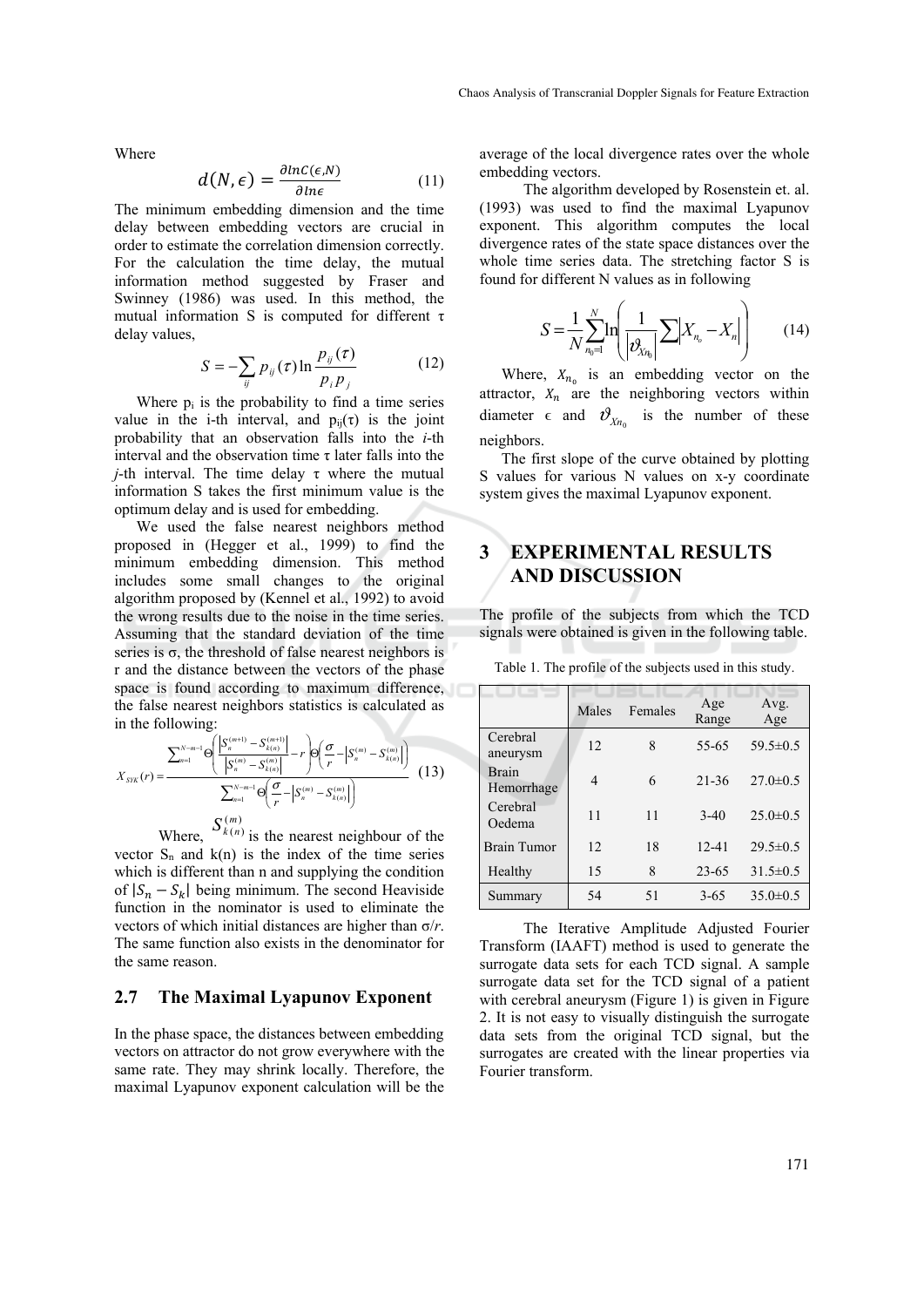Where

$$d(N, \epsilon) = \frac{\partial lnC(\epsilon, N)}{\partial ln\epsilon} \quad (11)$$

The minimum embedding dimension and the time delay between embedding vectors are crucial in order to estimate the correlation dimension correctly. For the calculation the time delay, the mutual information method suggested by Fraser and Swinney (1986) was used. In this method, the mutual information S is computed for different τ delay values,

$$S = -\sum_{ij} p_{ij}(\tau) \ln \frac{p_{ij}(\tau)}{p_i p_j} \quad (12)$$

Where $p_i$ is the probability to find a time series value in the i-th interval, and $p_{ij}(\tau)$ is the joint probability that an observation falls into the *i*-th interval and the observation time τ later falls into the *j*-th interval. The time delay τ where the mutual information S takes the first minimum value is the optimum delay and is used for embedding.

We used the false nearest neighbors method proposed in (Hegger et al., 1999) to find the minimum embedding dimension. This method includes some small changes to the original algorithm proposed by (Kennel et al., 1992) to avoid the wrong results due to the noise in the time series. Assuming that the standard deviation of the time series is σ, the threshold of false nearest neighbors is r and the distance between the vectors of the phase space is found according to maximum difference, the false nearest neighbors statistics is calculated as in the following:

$$X_{SYK}(r) = \frac{\sum_{n=1}^{N-m-1} \Theta\left(\frac{\left|S_n^{(m+1)} - S_{k(n)}^{(m+1)}\right|}{\left|S_n^{(m)} - S_{k(n)}^{(m)}\right|} - r\right) \Theta\left(\frac{\sigma}{r} - \left|S_n^{(m)} - S_{k(n)}^{(m)}\right|\right)}{\sum_{n=1}^{N-m-1} \Theta\left(\frac{\sigma}{r} - \left|S_n^{(m)} - S_{k(n)}^{(m)}\right|\right)} \quad (13)$$

Where, $S_{k(n)}^{(m)}$ is the nearest neighbour of the vector $S_n$ and k(n) is the index of the time series which is different than n and supplying the condition of $|S_n - S_k|$ being minimum. The second Heaviside function in the nominator is used to eliminate the vectors of which initial distances are higher than σ/*r*. The same function also exists in the denominator for the same reason.

## 2.7 The Maximal Lyapunov Exponent

In the phase space, the distances between embedding vectors on attractor do not grow everywhere with the same rate. They may shrink locally. Therefore, the maximal Lyapunov exponent calculation will be the average of the local divergence rates over the whole embedding vectors.

The algorithm developed by Rosenstein et. al. (1993) was used to find the maximal Lyapunov exponent. This algorithm computes the local divergence rates of the state space distances over the whole time series data. The stretching factor S is found for different N values as in following

$$S = \frac{1}{N} \sum_{n_0=1}^{N} \ln\left(\frac{1}{\left|\vartheta_{Xn_0}\right|} \sum \left|X_{n_o} - X_n\right|\right) \quad (14)$$

Where, $X_{n_0}$ is an embedding vector on the attractor, $X_n$ are the neighboring vectors within diameter ϵ and $\vartheta_{Xn_0}$ is the number of these neighbors.

The first slope of the curve obtained by plotting S values for various N values on x-y coordinate system gives the maximal Lyapunov exponent.

# 3 EXPERIMENTAL RESULTS AND DISCUSSION

The profile of the subjects from which the TCD signals were obtained is given in the following table.

Table 1. The profile of the subjects used in this study.

| | Males | Females | Age Range | Avg. Age |
|---|---|---|---|---|
| Cerebral aneurysm | 12 | 8 | 55-65 | 59.5±0.5 |
| Brain Hemorrhage | 4 | 6 | 21-36 | 27.0±0.5 |
| Cerebral Oedema | 11 | 11 | 3-40 | 25.0±0.5 |
| Brain Tumor | 12 | 18 | 12-41 | 29.5±0.5 |
| Healthy | 15 | 8 | 23-65 | 31.5±0.5 |
| Summary | 54 | 51 | 3-65 | 35.0±0.5 |

The Iterative Amplitude Adjusted Fourier Transform (IAAFT) method is used to generate the surrogate data sets for each TCD signal. A sample surrogate data set for the TCD signal of a patient with cerebral aneurysm (Figure 1) is given in Figure 2. It is not easy to visually distinguish the surrogate data sets from the original TCD signal, but the surrogates are created with the linear properties via Fourier transform.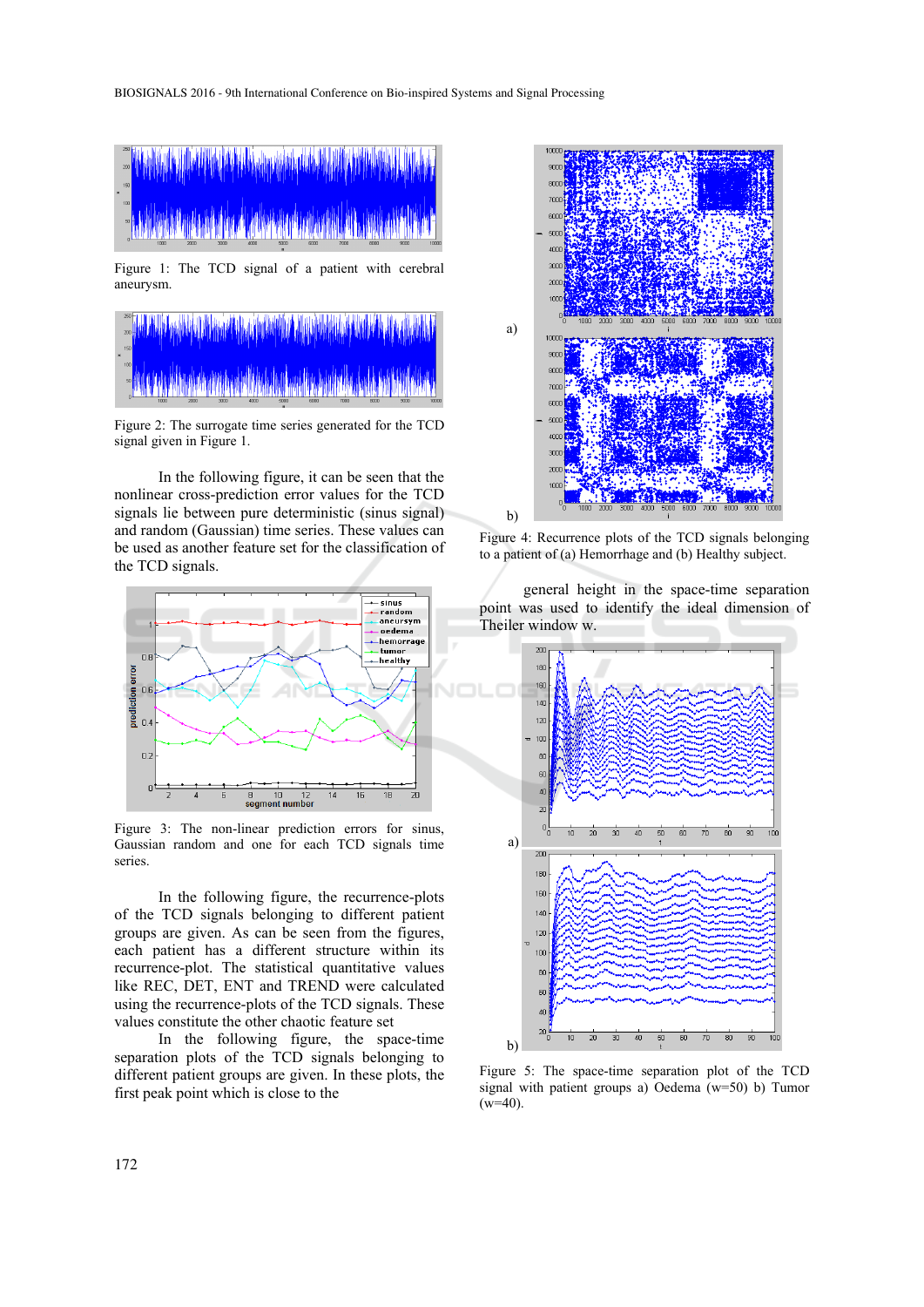Figure 1: The TCD signal of a patient with cerebral aneurysm.

Figure 2: The surrogate time series generated for the TCD signal given in Figure 1.

In the following figure, it can be seen that the nonlinear cross-prediction error values for the TCD signals lie between pure deterministic (sinus signal) and random (Gaussian) time series. These values can be used as another feature set for the classification of the TCD signals.

Figure 3: The non-linear prediction errors for sinus, Gaussian random and one for each TCD signals time series.

In the following figure, the recurrence-plots of the TCD signals belonging to different patient groups are given. As can be seen from the figures, each patient has a different structure within its recurrence-plot. The statistical quantitative values like REC, DET, ENT and TREND were calculated using the recurrence-plots of the TCD signals. These values constitute the other chaotic feature set

In the following figure, the space-time separation plots of the TCD signals belonging to different patient groups are given. In these plots, the first peak point which is close to the general height in the space-time separation point was used to identify the ideal dimension of Theiler window w.

Figure 4: Recurrence plots of the TCD signals belonging to a patient of (a) Hemorrhage and (b) Healthy subject.

Figure 5: The space-time separation plot of the TCD signal with patient groups a) Oedema (w=50) b) Tumor (w=40).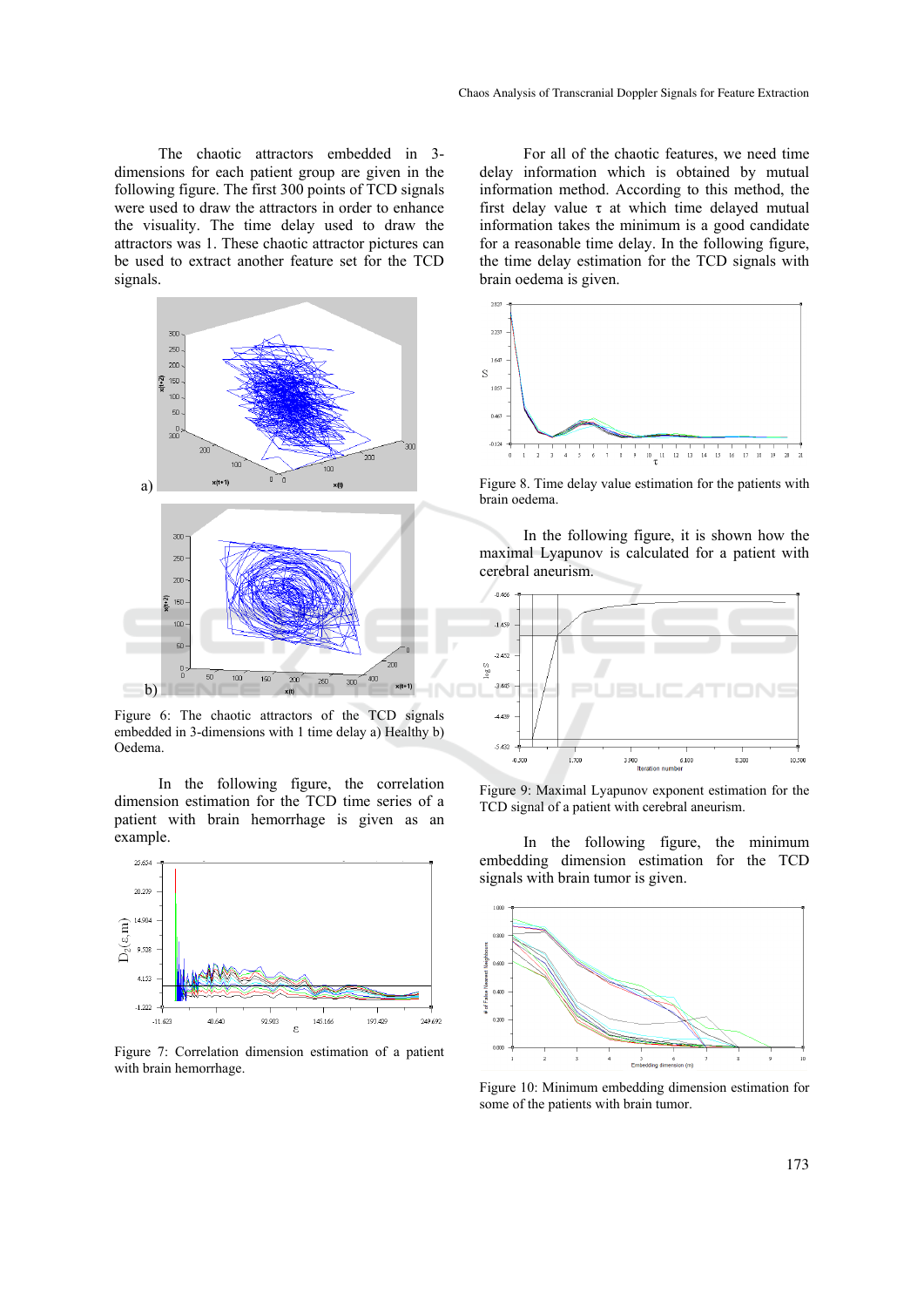The chaotic attractors embedded in 3-dimensions for each patient group are given in the following figure. The first 300 points of TCD signals were used to draw the attractors in order to enhance the visuality. The time delay used to draw the attractors was 1. These chaotic attractor pictures can be used to extract another feature set for the TCD signals.

Figure 6: The chaotic attractors of the TCD signals embedded in 3-dimensions with 1 time delay a) Healthy b) Oedema.

In the following figure, the correlation dimension estimation for the TCD time series of a patient with brain hemorrhage is given as an example.

Figure 7: Correlation dimension estimation of a patient with brain hemorrhage.

For all of the chaotic features, we need time delay information which is obtained by mutual information method. According to this method, the first delay value $\tau$ at which time delayed mutual information takes the minimum is a good candidate for a reasonable time delay. In the following figure, the time delay estimation for the TCD signals with brain oedema is given.

Figure 8. Time delay value estimation for the patients with brain oedema.

In the following figure, it is shown how the maximal Lyapunov is calculated for a patient with cerebral aneurism.

Figure 9: Maximal Lyapunov exponent estimation for the TCD signal of a patient with cerebral aneurism.

In the following figure, the minimum embedding dimension estimation for the TCD signals with brain tumor is given.

Figure 10: Minimum embedding dimension estimation for some of the patients with brain tumor.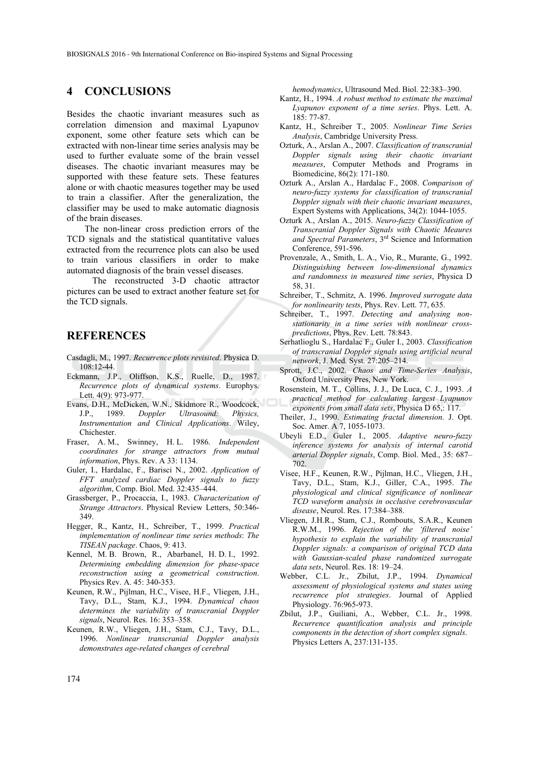## 4 CONCLUSIONS

Besides the chaotic invariant measures such as correlation dimension and maximal Lyapunov exponent, some other feature sets which can be extracted with non-linear time series analysis may be used to further evaluate some of the brain vessel diseases. The chaotic invariant measures may be supported with these feature sets. These features alone or with chaotic measures together may be used to train a classifier. After the generalization, the classifier may be used to make automatic diagnosis of the brain diseases.

The non-linear cross prediction errors of the TCD signals and the statistical quantitative values extracted from the recurrence plots can also be used to train various classifiers in order to make automated diagnosis of the brain vessel diseases.

The reconstructed 3-D chaotic attractor pictures can be used to extract another feature set for the TCD signals.

## REFERENCES

Casdagli, M., 1997. *Recurrence plots revisited*. Physica D. 108:12-44.

Eckmann, J.P., Oliffson, K.S., Ruelle, D., 1987. *Recurrence plots of dynamical systems*. Europhys. Lett. 4(9): 973-977.

Evans, D.H., McDicken, W.N., Skidmore R., Woodcock, J.P., 1989. *Doppler Ultrasound: Physics, Instrumentation and Clinical Applications*. Wiley, Chichester.

Fraser, A. M., Swinney, H. L. 1986. *Independent coordinates for strange attractors from mutual information*, Phys. Rev. A 33: 1134.

Guler, I., Hardalac, F., Barisci N., 2002. *Application of FFT analyzed cardiac Doppler signals to fuzzy algorithm*, Comp. Biol. Med. 32:435–444.

Grassberger, P., Procaccia, I., 1983. *Characterization of Strange Attractors*. Physical Review Letters, 50:346-349.

Hegger, R., Kantz, H., Schreiber, T., 1999. *Practical implementation of nonlinear time series methods*: *The TISEAN package*. Chaos, 9: 413.

Kennel, M. B. Brown, R., Abarbanel, H. D. I., 1992. *Determining embedding dimension for phase-space reconstruction using a geometrical construction*. Physics Rev. A. 45: 340-353.

Keunen, R.W., Pijlman, H.C., Visee, H.F., Vliegen, J.H., Tavy, D.L., Stam, K.J., 1994. *Dynamical chaos determines the variability of transcranial Doppler signals*, Neurol. Res. 16: 353–358.

Keunen, R.W., Vliegen, J.H., Stam, C.J., Tavy, D.L., 1996. *Nonlinear transcranial Doppler analysis demonstrates age-related changes of cerebral hemodynamics*, Ultrasound Med. Biol. 22:383–390.

Kantz, H., 1994. *A robust method to estimate the maximal Lyapunov exponent of a time series*. Phys. Lett. A. 185: 77-87.

Kantz, H., Schreiber T., 2005. *Nonlinear Time Series Analysis*, Cambridge University Press.

Ozturk, A., Arslan A., 2007. *Classification of transcranial Doppler signals using their chaotic invariant measures*, Computer Methods and Programs in Biomedicine, 86(2): 171-180.

Ozturk A., Arslan A., Hardalac F., 2008. *Comparison of neuro-fuzzy systems for classification of transcranial Doppler signals with their chaotic invariant measures*, Expert Systems with Applications, 34(2): 1044-1055.

Ozturk A., Arslan A., 2015. *Neuro-fuzzy Classification of Transcranial Doppler Signals with Chaotic Meaures and Spectral Parameters*, 3rd Science and Information Conference, 591-596.

Provenzale, A., Smith, L. A., Vio, R., Murante, G., 1992. *Distinguishing between low-dimensional dynamics and randomness in measured time series*, Physica D 58, 31.

Schreiber, T., Schmitz, A. 1996. *Improved surrogate data for nonlinearity tests*, Phys. Rev. Lett. 77, 635.

Schreiber, T., 1997. *Detecting and analysing non-stationarity in a time series with nonlinear cross-predictions*, Phys. Rev. Lett. 78:843.

Serhatlioglu S., Hardalac F., Guler I., 2003. *Classification of transcranial Doppler signals using artificial neural network*, J. Med. Syst. 27:205–214.

Sprott, J.C., 2002. *Chaos and Time-Series Analysis*, Oxford University Pres, New York.

Rosenstein, M. T., Collins, J. J., De Luca, C. J., 1993. *A practical method for calculating largest Lyapunov exponents from small data sets*, Physica D 65,: 117.

Theiler, J., 1990. *Estimating fractal dimension*. J. Opt. Soc. Amer. A 7, 1055-1073.

Ubeyli E.D., Guler I., 2005. *Adaptive neuro-fuzzy inference systems for analysis of internal carotid arterial Doppler signals*, Comp. Biol. Med., 35: 687–702.

Visee, H.F., Keunen, R.W., Pijlman, H.C., Vliegen, J.H., Tavy, D.L., Stam, K.J., Giller, C.A., 1995. *The physiological and clinical significance of nonlinear TCD waveform analysis in occlusive cerebrovascular disease*, Neurol. Res. 17:384–388.

Vliegen, J.H.R., Stam, C.J., Rombouts, S.A.R., Keunen R.W.M., 1996. *Rejection of the 'filtered noise' hypothesis to explain the variability of transcranial Doppler signals: a comparison of original TCD data with Gaussian-scaled phase randomized surrogate data sets*, Neurol. Res. 18: 19–24.

Webber, C.L. Jr., Zbilut, J.P., 1994. *Dynamical assessment of physiological systems and states using recurrence plot strategies*. Journal of Applied Physiology. 76:965-973.

Zbilut, J.P., Guiliani, A., Webber, C.L. Jr., 1998. *Recurrence quantification analysis and principle components in the detection of short complex signals*. Physics Letters A, 237:131-135.